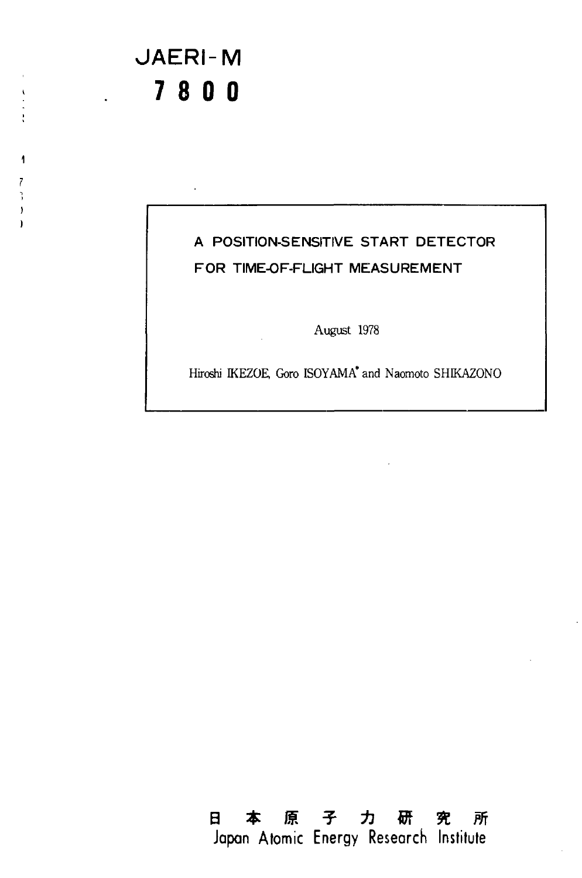# JAERI-M
# 7800

## A POSITION-SENSITIVE START DETECTOR FOR TIME-OF-FLIGHT MEASUREMENT

August 1978

Hiroshi IKEZOE, Goro ISOYAMA* and Naomoto SHIKAZONO

日本原子力研究所
Japan Atomic Energy Research Institute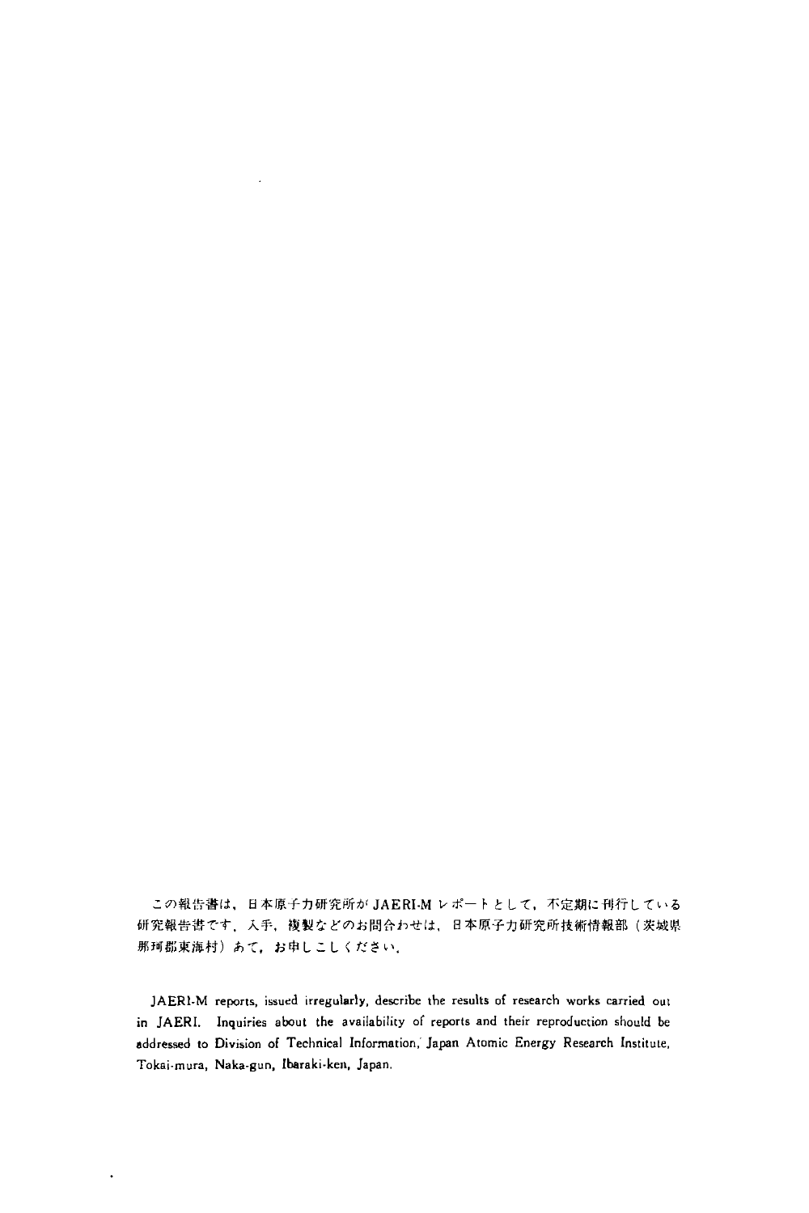この報告書は，日本原子力研究所が JAERI-M レポートとして，不定期に刊行している研究報告書です．入手，複製などのお問合わせは，日本原子力研究所技術情報部（茨城県那珂郡東海村）あて，お申しこしください．

JAERI-M reports, issued irregularly, describe the results of research works carried out in JAERI. Inquiries about the availability of reports and their reproduction should be addressed to Division of Technical Information, Japan Atomic Energy Research Institute, Tokai-mura, Naka-gun, Ibaraki-ken, Japan.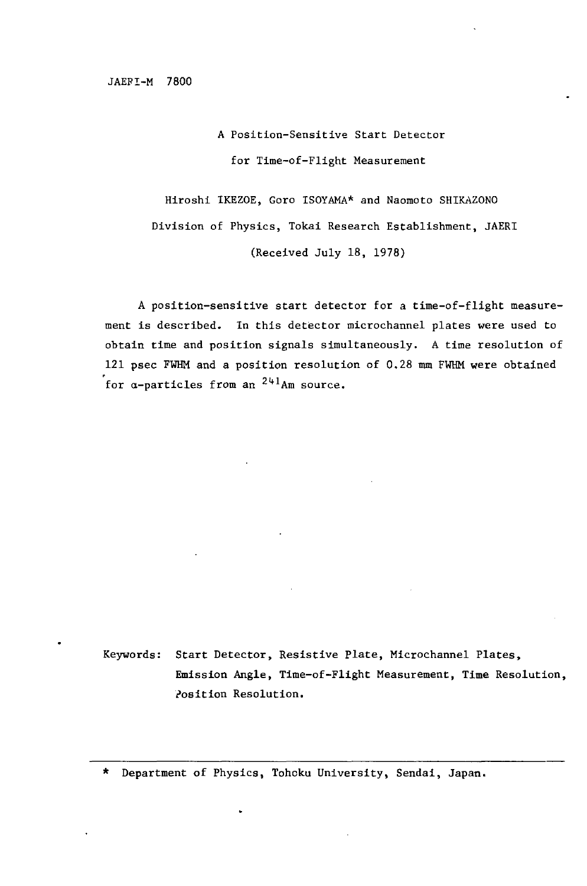JAERI-M 7800

A Position-Sensitive Start Detector

for Time-of-Flight Measurement

Hiroshi IKEZOE, Goro ISOYAMA* and Naomoto SHIKAZONO

Division of Physics, Tokai Research Establishment, JAERI

(Received July 18, 1978)

A position-sensitive start detector for a time-of-flight measurement is described. In this detector microchannel plates were used to obtain time and position signals simultaneously. A time resolution of 121 psec FWHM and a position resolution of 0.28 mm FWHM were obtained for α-particles from an $^{241}Am$ source.

Keywords: Start Detector, Resistive Plate, Microchannel Plates, Emission Angle, Time-of-Flight Measurement, Time Resolution, Position Resolution.

---

\* Department of Physics, Tohoku University, Sendai, Japan.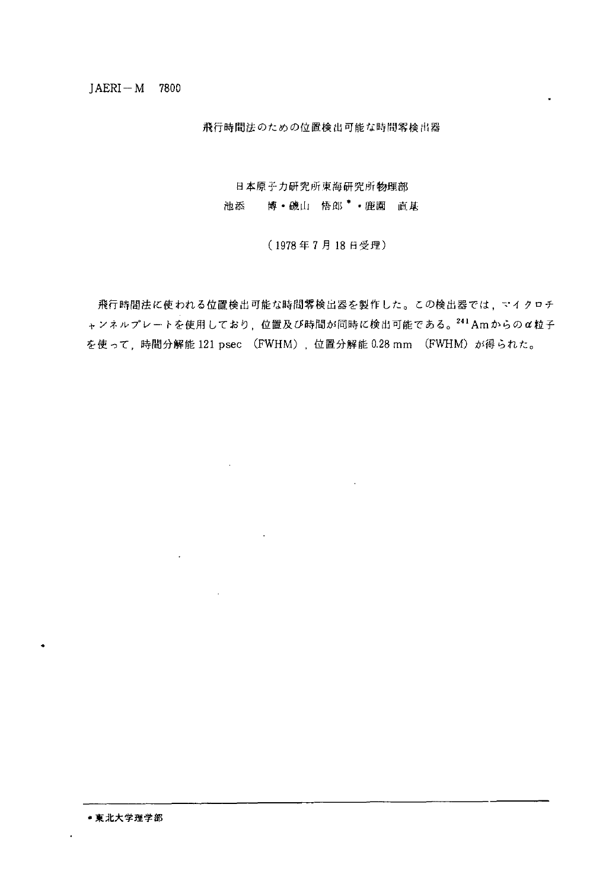JAERI－M　7800

# 飛行時間法のための位置検出可能な時間零検出器

日本原子力研究所東海研究所物理部

池添　博・磯山　悟郎 * ・鹿園　直基

（1978年7月18日受理）

飛行時間法に使われる位置検出可能な時間零検出器を製作した。この検出器では，マイクロチャンネルプレートを使用しており，位置及び時間が同時に検出可能である。$^{241}$Amからのα粒子を使って，時間分解能 121 psec （FWHM），位置分解能 0.28 mm （FWHM）が得られた。

---

* 東北大学理学部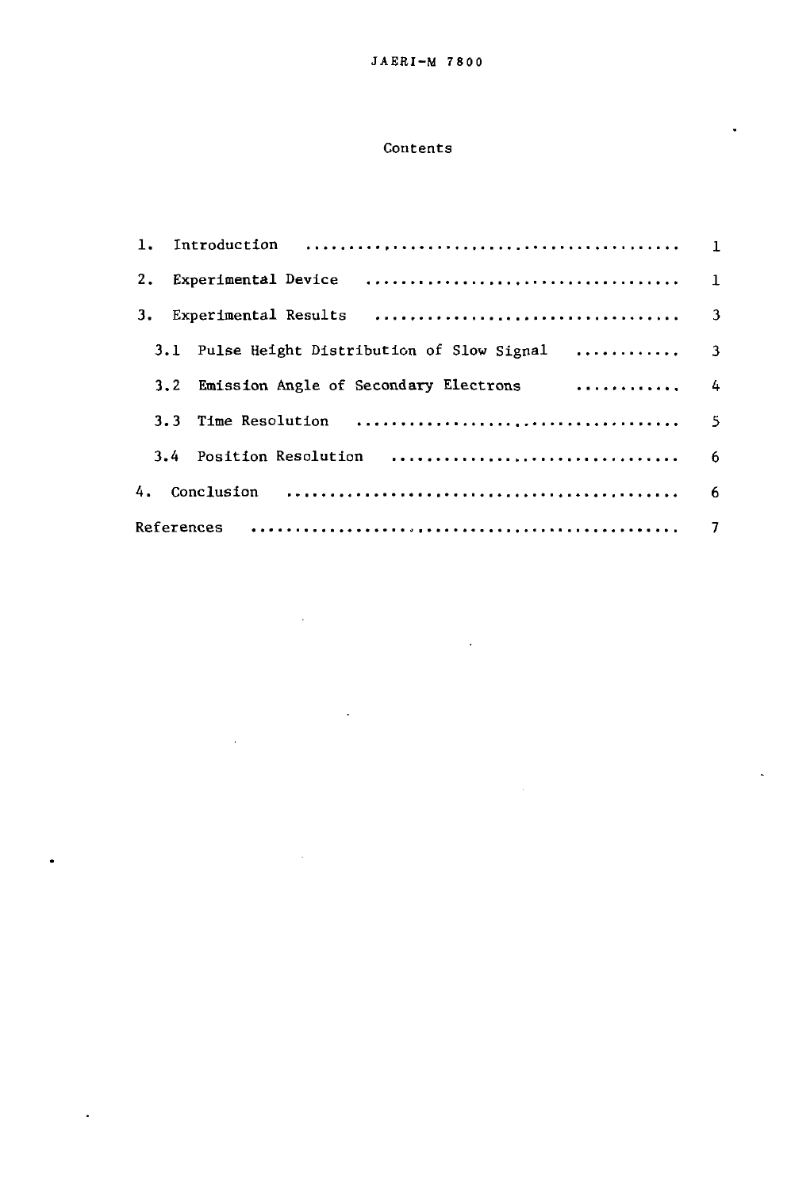# Contents

1. Introduction ........................................ 1
2. Experimental Device ........................................ 1
3. Experimental Results ........................................ 3
   - 3.1 Pulse Height Distribution of Slow Signal ........................................ 3
   - 3.2 Emission Angle of Secondary Electrons ........................................ 4
   - 3.3 Time Resolution ........................................ 5
   - 3.4 Position Resolution ........................................ 6
4. Conclusion ........................................ 6

References ........................................ 7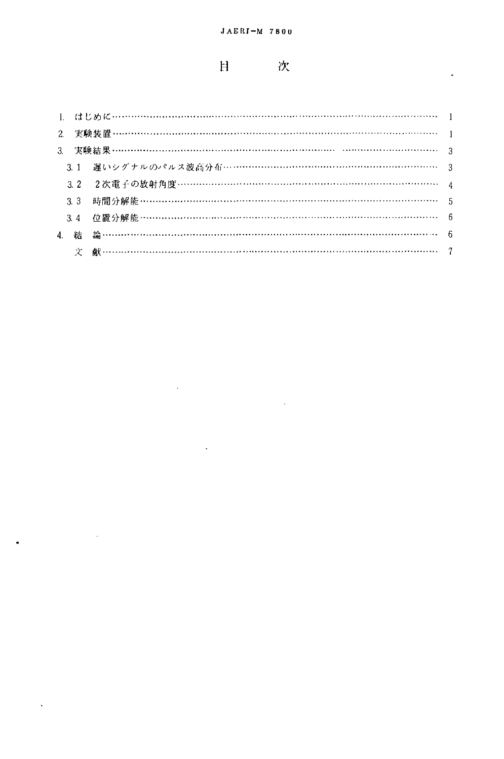# 目　　次

1. はじめに …………………………………………………………………………………… 1
2. 実験装置 …………………………………………………………………………………… 1
3. 実験結果 …………………………………………………………………………………… 3
   - 3.1 遅いシグナルのパルス波高分布 ………………………………………………… 3
   - 3.2 2次電子の放射角度 ……………………………………………………………… 4
   - 3.3 時間分解能 ………………………………………………………………………… 5
   - 3.4 位置分解能 ………………………………………………………………………… 6
4. 結　論 ……………………………………………………………………………………… 6
   - 文　献 ………………………………………………………………………………… 7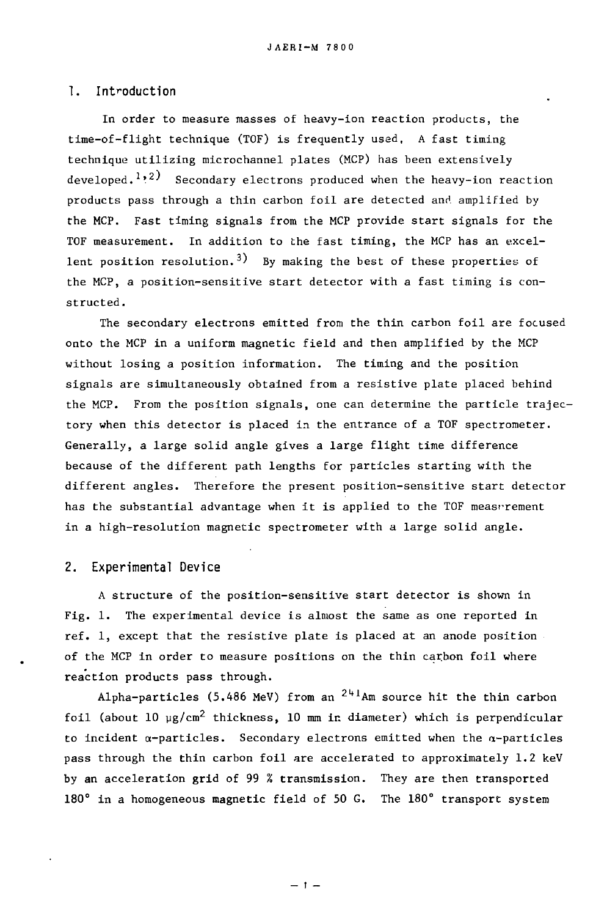## 1. Introduction

In order to measure masses of heavy-ion reaction products, the time-of-flight technique (TOF) is frequently used. A fast timing technique utilizing microchannel plates (MCP) has been extensively developed.[1,2] Secondary electrons produced when the heavy-ion reaction products pass through a thin carbon foil are detected and amplified by the MCP. Fast timing signals from the MCP provide start signals for the TOF measurement. In addition to the fast timing, the MCP has an excellent position resolution.[3] By making the best of these properties of the MCP, a position-sensitive start detector with a fast timing is constructed.

The secondary electrons emitted from the thin carbon foil are focused onto the MCP in a uniform magnetic field and then amplified by the MCP without losing a position information. The timing and the position signals are simultaneously obtained from a resistive plate placed behind the MCP. From the position signals, one can determine the particle trajectory when this detector is placed in the entrance of a TOF spectrometer. Generally, a large solid angle gives a large flight time difference because of the different path lengths for particles starting with the different angles. Therefore the present position-sensitive start detector has the substantial advantage when it is applied to the TOF measurement in a high-resolution magnetic spectrometer with a large solid angle.

## 2. Experimental Device

A structure of the position-sensitive start detector is shown in Fig. 1. The experimental device is almost the same as one reported in ref. 1, except that the resistive plate is placed at an anode position of the MCP in order to measure positions on the thin carbon foil where reaction products pass through.

Alpha-particles (5.486 MeV) from an $^{241}$Am source hit the thin carbon foil (about 10 $\mu$g/cm$^2$ thickness, 10 mm in diameter) which is perpendicular to incident $\alpha$-particles. Secondary electrons emitted when the $\alpha$-particles pass through the thin carbon foil are accelerated to approximately 1.2 keV by an acceleration grid of 99 % transmission. They are then transported 180° in a homogeneous magnetic field of 50 G. The 180° transport system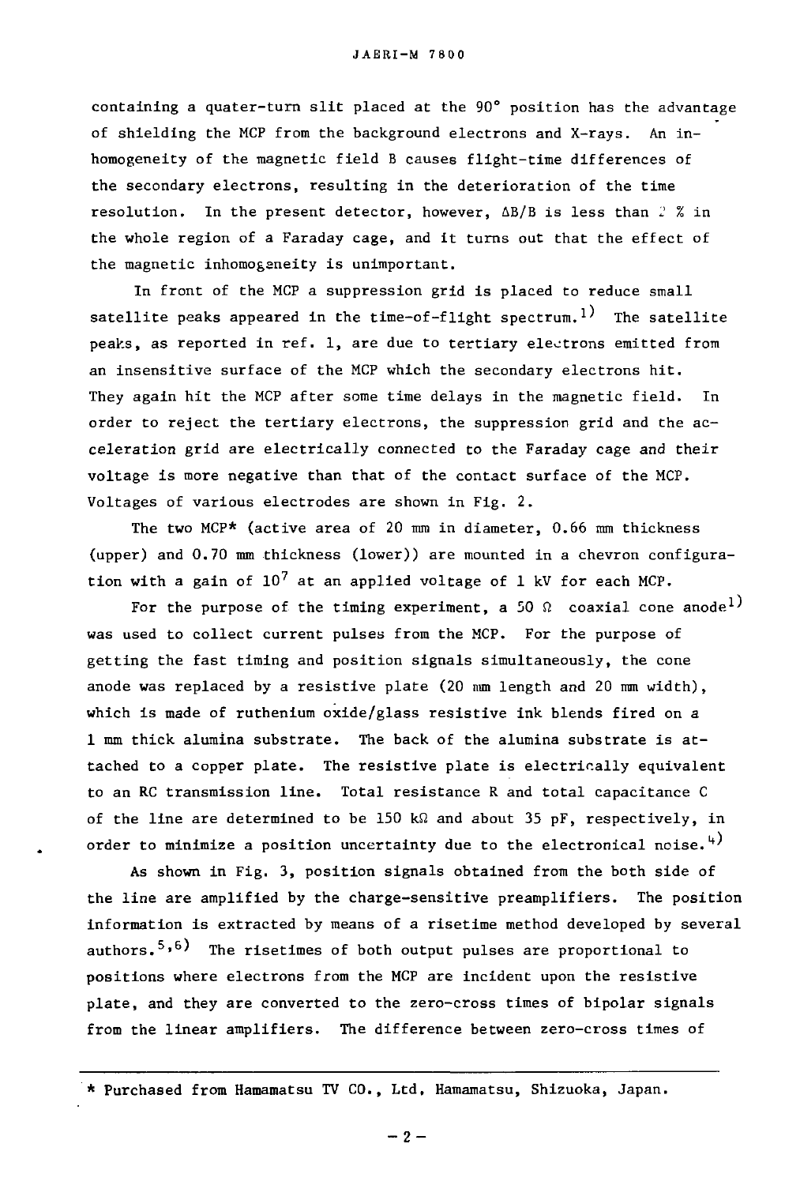containing a quater-turn slit placed at the 90° position has the advantage of shielding the MCP from the background electrons and X-rays. An inhomogeneity of the magnetic field B causes flight-time differences of the secondary electrons, resulting in the deterioration of the time resolution. In the present detector, however, $\Delta B/B$ is less than 2 % in the whole region of a Faraday cage, and it turns out that the effect of the magnetic inhomogeneity is unimportant.

In front of the MCP a suppression grid is placed to reduce small satellite peaks appeared in the time-of-flight spectrum.[1] The satellite peaks, as reported in ref. 1, are due to tertiary electrons emitted from an insensitive surface of the MCP which the secondary electrons hit. They again hit the MCP after some time delays in the magnetic field. In order to reject the tertiary electrons, the suppression grid and the acceleration grid are electrically connected to the Faraday cage and their voltage is more negative than that of the contact surface of the MCP. Voltages of various electrodes are shown in Fig. 2.

The two MCP* (active area of 20 mm in diameter, 0.66 mm thickness (upper) and 0.70 mm thickness (lower)) are mounted in a chevron configuration with a gain of $10^7$ at an applied voltage of 1 kV for each MCP.

For the purpose of the timing experiment, a 50 Ω coaxial cone anode[1] was used to collect current pulses from the MCP. For the purpose of getting the fast timing and position signals simultaneously, the cone anode was replaced by a resistive plate (20 mm length and 20 mm width), which is made of ruthenium oxide/glass resistive ink blends fired on a 1 mm thick alumina substrate. The back of the alumina substrate is attached to a copper plate. The resistive plate is electrically equivalent to an RC transmission line. Total resistance R and total capacitance C of the line are determined to be 150 kΩ and about 35 pF, respectively, in order to minimize a position uncertainty due to the electronical noise.[4]

As shown in Fig. 3, position signals obtained from the both side of the line are amplified by the charge-sensitive preamplifiers. The position information is extracted by means of a risetime method developed by several authors.[5,6] The risetimes of both output pulses are proportional to positions where electrons from the MCP are incident upon the resistive plate, and they are converted to the zero-cross times of bipolar signals from the linear amplifiers. The difference between zero-cross times of

---

* Purchased from Hamamatsu TV CO., Ltd, Hamamatsu, Shizuoka, Japan.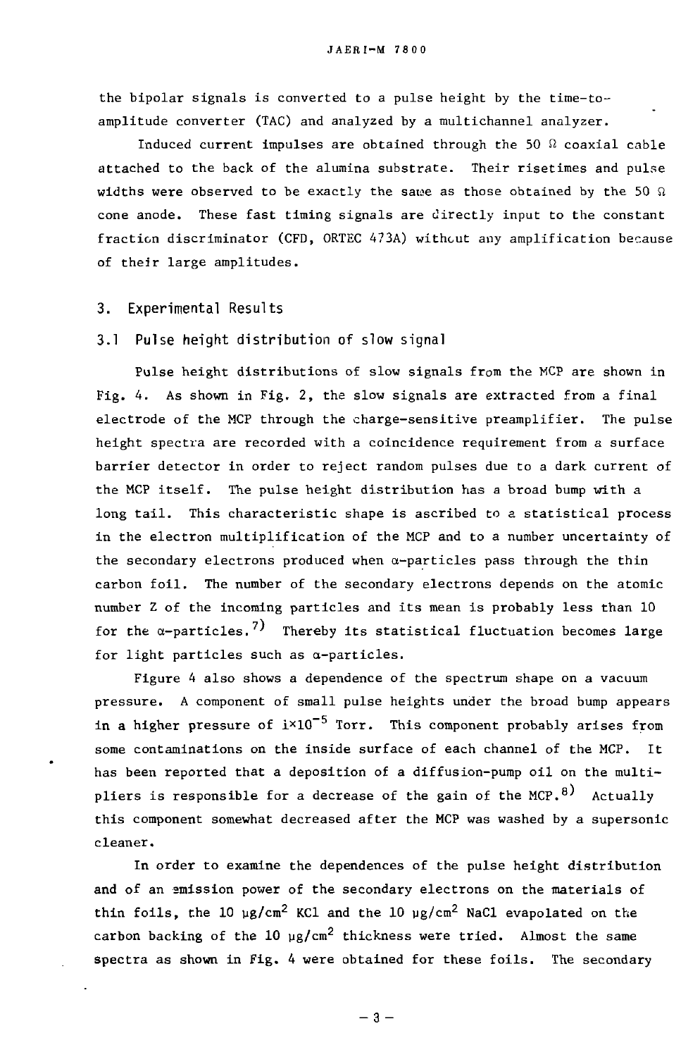the bipolar signals is converted to a pulse height by the time-to-amplitude converter (TAC) and analyzed by a multichannel analyzer.

Induced current impulses are obtained through the 50 Ω coaxial cable attached to the back of the alumina substrate. Their risetimes and pulse widths were observed to be exactly the same as those obtained by the 50 Ω cone anode. These fast timing signals are directly input to the constant fraction discriminator (CFD, ORTEC 473A) without any amplification because of their large amplitudes.

## 3. Experimental Results

### 3.1 Pulse height distribution of slow signal

Pulse height distributions of slow signals from the MCP are shown in Fig. 4. As shown in Fig. 2, the slow signals are extracted from a final electrode of the MCP through the charge-sensitive preamplifier. The pulse height spectra are recorded with a coincidence requirement from a surface barrier detector in order to reject random pulses due to a dark current of the MCP itself. The pulse height distribution has a broad bump with a long tail. This characteristic shape is ascribed to a statistical process in the electron multiplification of the MCP and to a number uncertainty of the secondary electrons produced when α-particles pass through the thin carbon foil. The number of the secondary electrons depends on the atomic number Z of the incoming particles and its mean is probably less than 10 for the α-particles.[7] Thereby its statistical fluctuation becomes large for light particles such as α-particles.

Figure 4 also shows a dependence of the spectrum shape on a vacuum pressure. A component of small pulse heights under the broad bump appears in a higher pressure of $1\times10^{-5}$ Torr. This component probably arises from some contaminations on the inside surface of each channel of the MCP. It has been reported that a deposition of a diffusion-pump oil on the multipliers is responsible for a decrease of the gain of the MCP.[8] Actually this component somewhat decreased after the MCP was washed by a supersonic cleaner.

In order to examine the dependences of the pulse height distribution and of an emission power of the secondary electrons on the materials of thin foils, the 10 $\mu g/cm^2$ KCl and the 10 $\mu g/cm^2$ NaCl evapolated on the carbon backing of the 10 $\mu g/cm^2$ thickness were tried. Almost the same spectra as shown in Fig. 4 were obtained for these foils. The secondary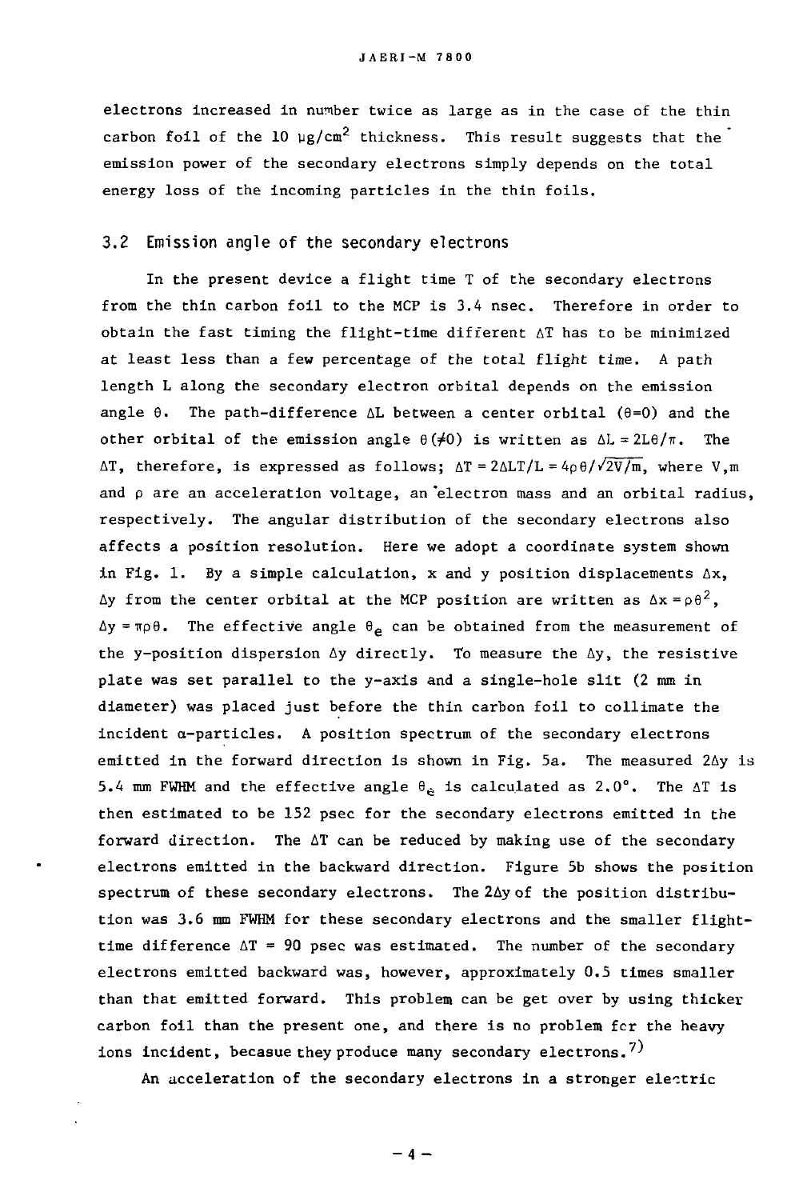electrons increased in number twice as large as in the case of the thin carbon foil of the 10 $\mu g/cm^2$ thickness. This result suggests that the emission power of the secondary electrons simply depends on the total energy loss of the incoming particles in the thin foils.

## 3.2 Emission angle of the secondary electrons

In the present device a flight time T of the secondary electrons from the thin carbon foil to the MCP is 3.4 nsec. Therefore in order to obtain the fast timing the flight-time different $\Delta T$ has to be minimized at least less than a few percentage of the total flight time. A path length L along the secondary electron orbital depends on the emission angle $\theta$. The path-difference $\Delta L$ between a center orbital ($\theta=0$) and the other orbital of the emission angle $\theta(\neq 0)$ is written as $\Delta L = 2L\theta/\pi$. The $\Delta T$, therefore, is expressed as follows; $\Delta T = 2\Delta LT/L = 4\rho\theta/\sqrt{2V/m}$, where V,m and $\rho$ are an acceleration voltage, an electron mass and an orbital radius, respectively. The angular distribution of the secondary electrons also affects a position resolution. Here we adopt a coordinate system shown in Fig. 1. By a simple calculation, x and y position displacements $\Delta x$, $\Delta y$ from the center orbital at the MCP position are written as $\Delta x = \rho\theta^2$, $\Delta y = \pi\rho\theta$. The effective angle $\theta_e$ can be obtained from the measurement of the y-position dispersion $\Delta y$ directly. To measure the $\Delta y$, the resistive plate was set parallel to the y-axis and a single-hole slit (2 mm in diameter) was placed just before the thin carbon foil to collimate the incident $\alpha$-particles. A position spectrum of the secondary electrons emitted in the forward direction is shown in Fig. 5a. The measured $2\Delta y$ is 5.4 mm FWHM and the effective angle $\theta_e$ is calculated as 2.0°. The $\Delta T$ is then estimated to be 152 psec for the secondary electrons emitted in the forward direction. The $\Delta T$ can be reduced by making use of the secondary electrons emitted in the backward direction. Figure 5b shows the position spectrum of these secondary electrons. The $2\Delta y$ of the position distribution was 3.6 mm FWHM for these secondary electrons and the smaller flight-time difference $\Delta T$ = 90 psec was estimated. The number of the secondary electrons emitted backward was, however, approximately 0.5 times smaller than that emitted forward. This problem can be get over by using thicker carbon foil than the present one, and there is no problem for the heavy ions incident, becasue they produce many secondary electrons.[7)]

An acceleration of the secondary electrons in a stronger electric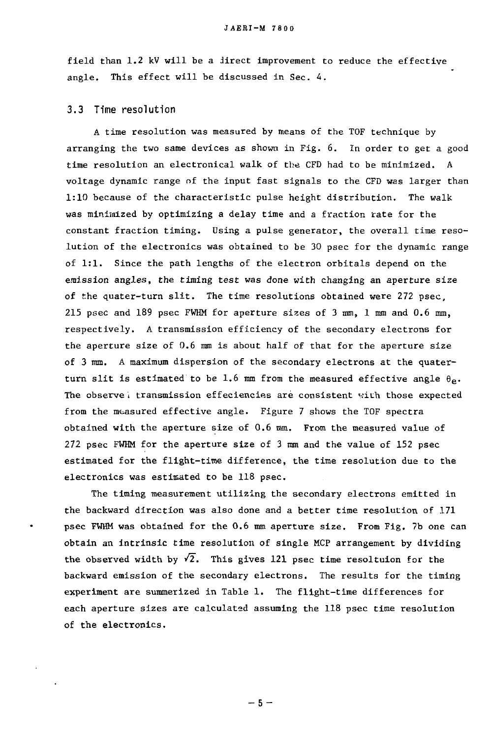field than 1.2 kV will be a direct improvement to reduce the effective angle. This effect will be discussed in Sec. 4.

## 3.3 Time resolution

A time resolution was measured by means of the TOF technique by arranging the two same devices as shown in Fig. 6. In order to get a good time resolution an electronical walk of the CFD had to be minimized. A voltage dynamic range of the input fast signals to the CFD was larger than 1:10 because of the characteristic pulse height distribution. The walk was minimized by optimizing a delay time and a fraction rate for the constant fraction timing. Using a pulse generator, the overall time resolution of the electronics was obtained to be 30 psec for the dynamic range of 1:1. Since the path lengths of the electron orbitals depend on the emission angles, the timing test was done with changing an aperture size of the quater-turn slit. The time resolutions obtained were 272 psec, 215 psec and 189 psec FWHM for aperture sizes of 3 mm, 1 mm and 0.6 mm, respectively. A transmission efficiency of the secondary electrons for the aperture size of 0.6 mm is about half of that for the aperture size of 3 mm. A maximum dispersion of the secondary electrons at the quater-turn slit is estimated to be 1.6 mm from the measured effective angle $\theta_e$. The observed transmission effeciencies are consistent with those expected from the measured effective angle. Figure 7 shows the TOF spectra obtained with the aperture size of 0.6 mm. From the measured value of 272 psec FWHM for the aperture size of 3 mm and the value of 152 psec estimated for the flight-time difference, the time resolution due to the electronics was estimated to be 118 psec.

The timing measurement utilizing the secondary electrons emitted in the backward direction was also done and a better time resolution of 171 psec FWHM was obtained for the 0.6 mm aperture size. From Fig. 7b one can obtain an intrinsic time resolution of single MCP arrangement by dividing the observed width by $\sqrt{2}$. This gives 121 psec time resoltuion for the backward emission of the secondary electrons. The results for the timing experiment are summerized in Table 1. The flight-time differences for each aperture sizes are calculated assuming the 118 psec time resolution of the electronics.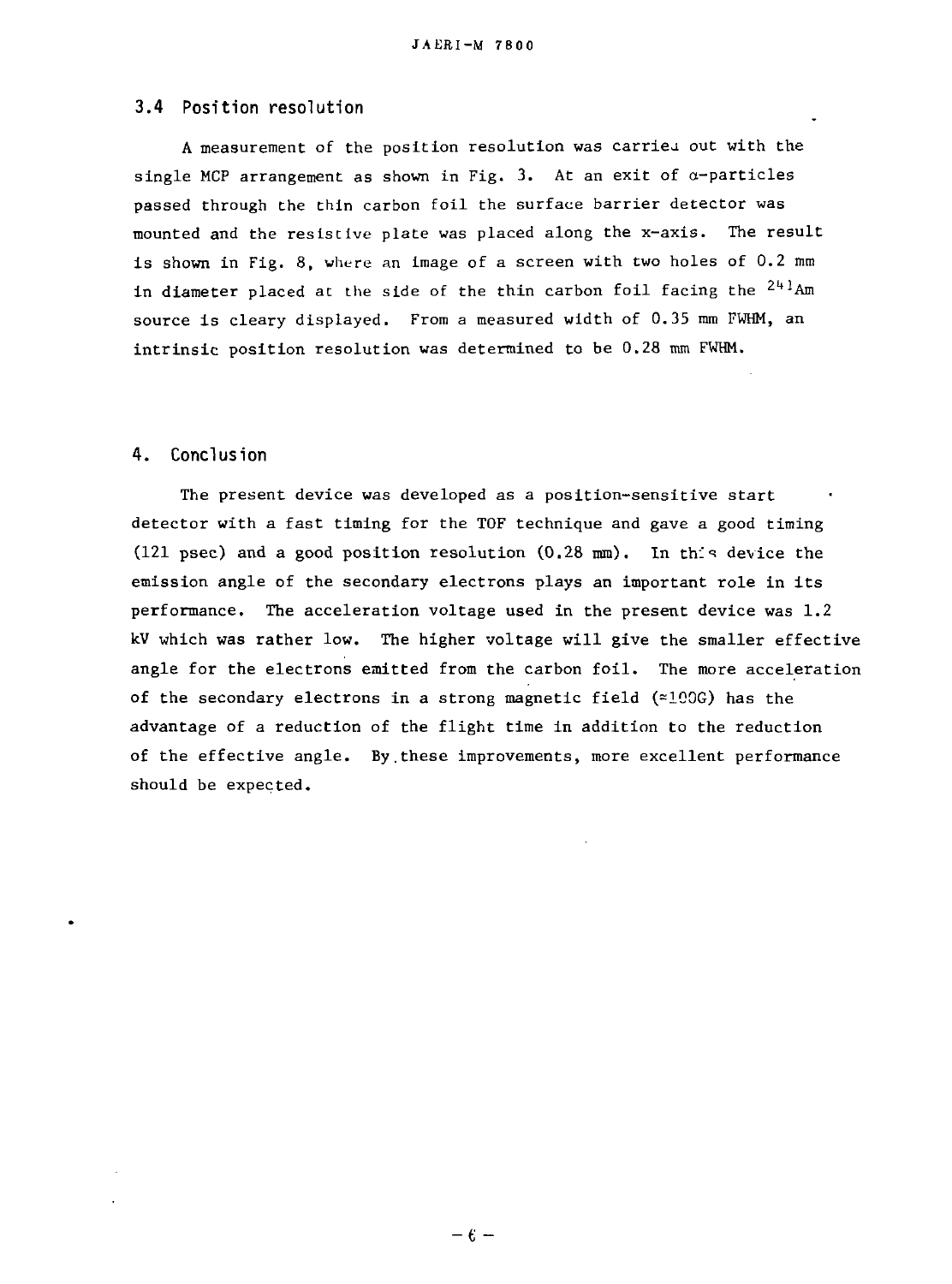## 3.4 Position resolution

A measurement of the position resolution was carried out with the single MCP arrangement as shown in Fig. 3. At an exit of α-particles passed through the thin carbon foil the surface barrier detector was mounted and the resistive plate was placed along the x-axis. The result is shown in Fig. 8, where an image of a screen with two holes of 0.2 mm in diameter placed at the side of the thin carbon foil facing the $^{241}$Am source is cleary displayed. From a measured width of 0.35 mm FWHM, an intrinsic position resolution was determined to be 0.28 mm FWHM.

## 4. Conclusion

The present device was developed as a position-sensitive start detector with a fast timing for the TOF technique and gave a good timing (121 psec) and a good position resolution (0.28 mm). In this device the emission angle of the secondary electrons plays an important role in its performance. The acceleration voltage used in the present device was 1.2 kV which was rather low. The higher voltage will give the smaller effective angle for the electrons emitted from the carbon foil. The more acceleration of the secondary electrons in a strong magnetic field (≈100G) has the advantage of a reduction of the flight time in addition to the reduction of the effective angle. By these improvements, more excellent performance should be expected.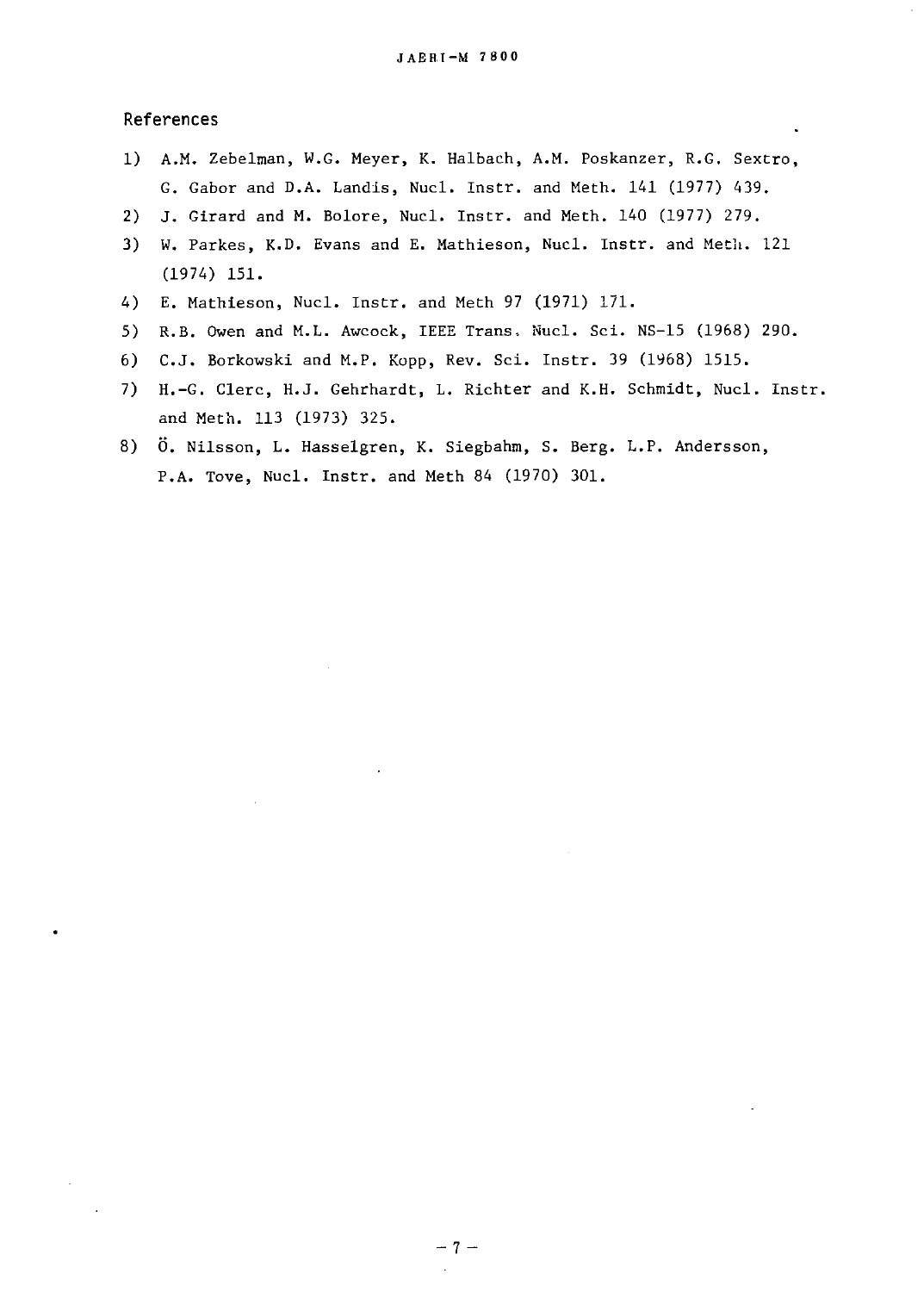## References

1) A.M. Zebelman, W.G. Meyer, K. Halbach, A.M. Poskanzer, R.G. Sextro, G. Gabor and D.A. Landis, Nucl. Instr. and Meth. 141 (1977) 439.
2) J. Girard and M. Bolore, Nucl. Instr. and Meth. 140 (1977) 279.
3) W. Parkes, K.D. Evans and E. Mathieson, Nucl. Instr. and Meth. 121 (1974) 151.
4) E. Mathieson, Nucl. Instr. and Meth 97 (1971) 171.
5) R.B. Owen and M.L. Awcock, IEEE Trans. Nucl. Sci. NS-15 (1968) 290.
6) C.J. Borkowski and M.P. Kopp, Rev. Sci. Instr. 39 (1968) 1515.
7) H.-G. Clerc, H.J. Gehrhardt, L. Richter and K.H. Schmidt, Nucl. Instr. and Meth. 113 (1973) 325.
8) Ö. Nilsson, L. Hasselgren, K. Siegbahm, S. Berg. L.P. Andersson, P.A. Tove, Nucl. Instr. and Meth 84 (1970) 301.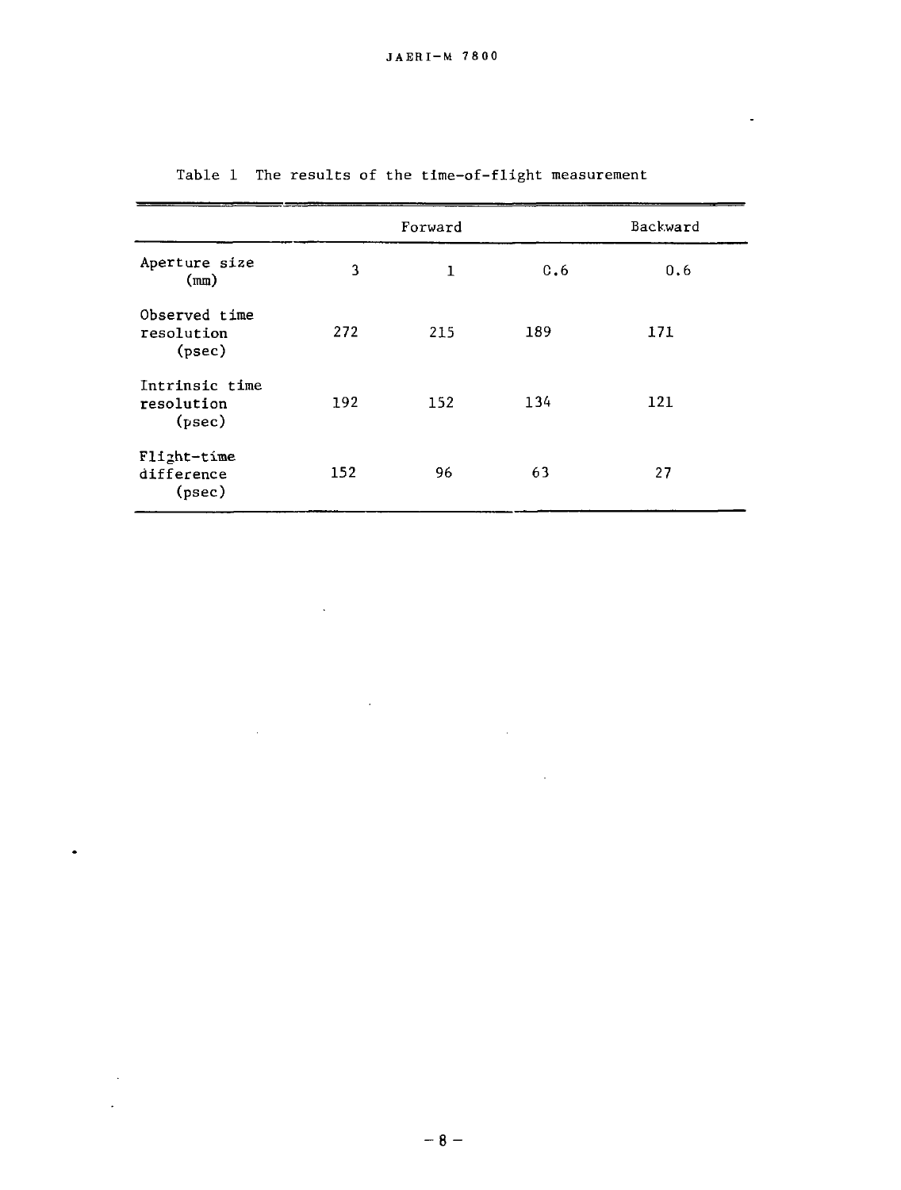Table 1 The results of the time-of-flight measurement

| | Forward | | | Backward |
|---|---|---|---|---|
| Aperture size (mm) | 3 | 1 | 0.6 | 0.6 |
| Observed time resolution (psec) | 272 | 215 | 189 | 171 |
| Intrinsic time resolution (psec) | 192 | 152 | 134 | 121 |
| Flight-time difference (psec) | 152 | 96 | 63 | 27 |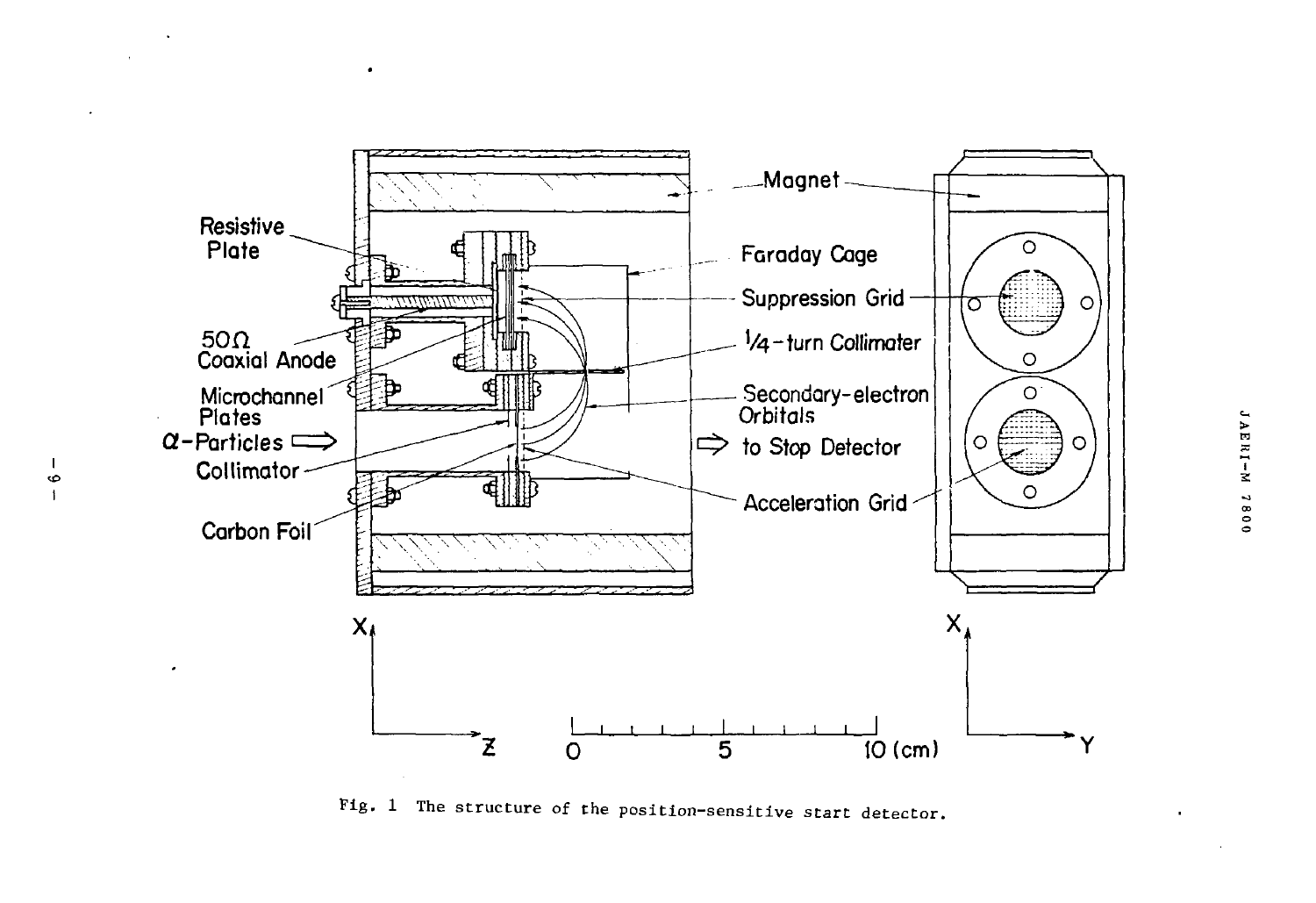Fig. 1 The structure of the position-sensitive start detector.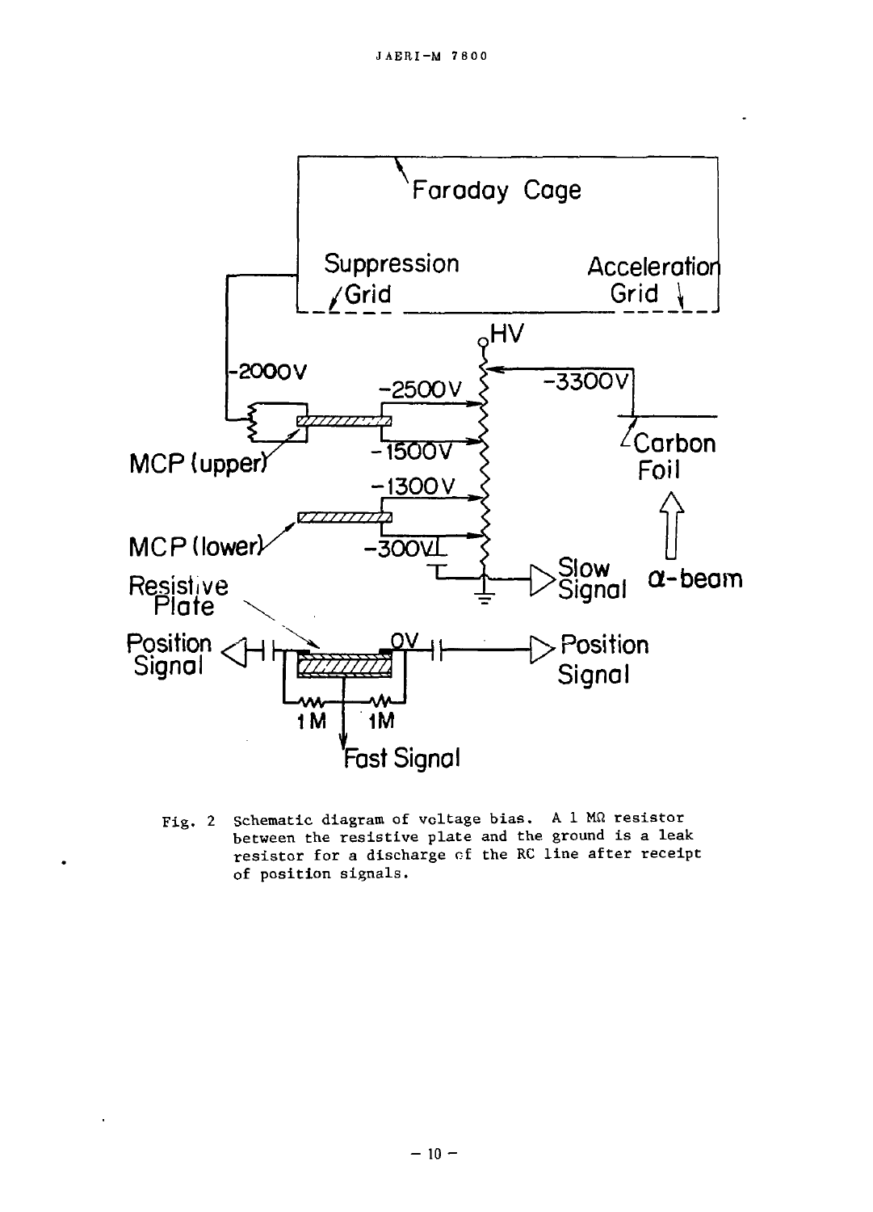Fig. 2 Schematic diagram of voltage bias. A 1 MΩ resistor between the resistive plate and the ground is a leak resistor for a discharge of the RC line after receipt of position signals.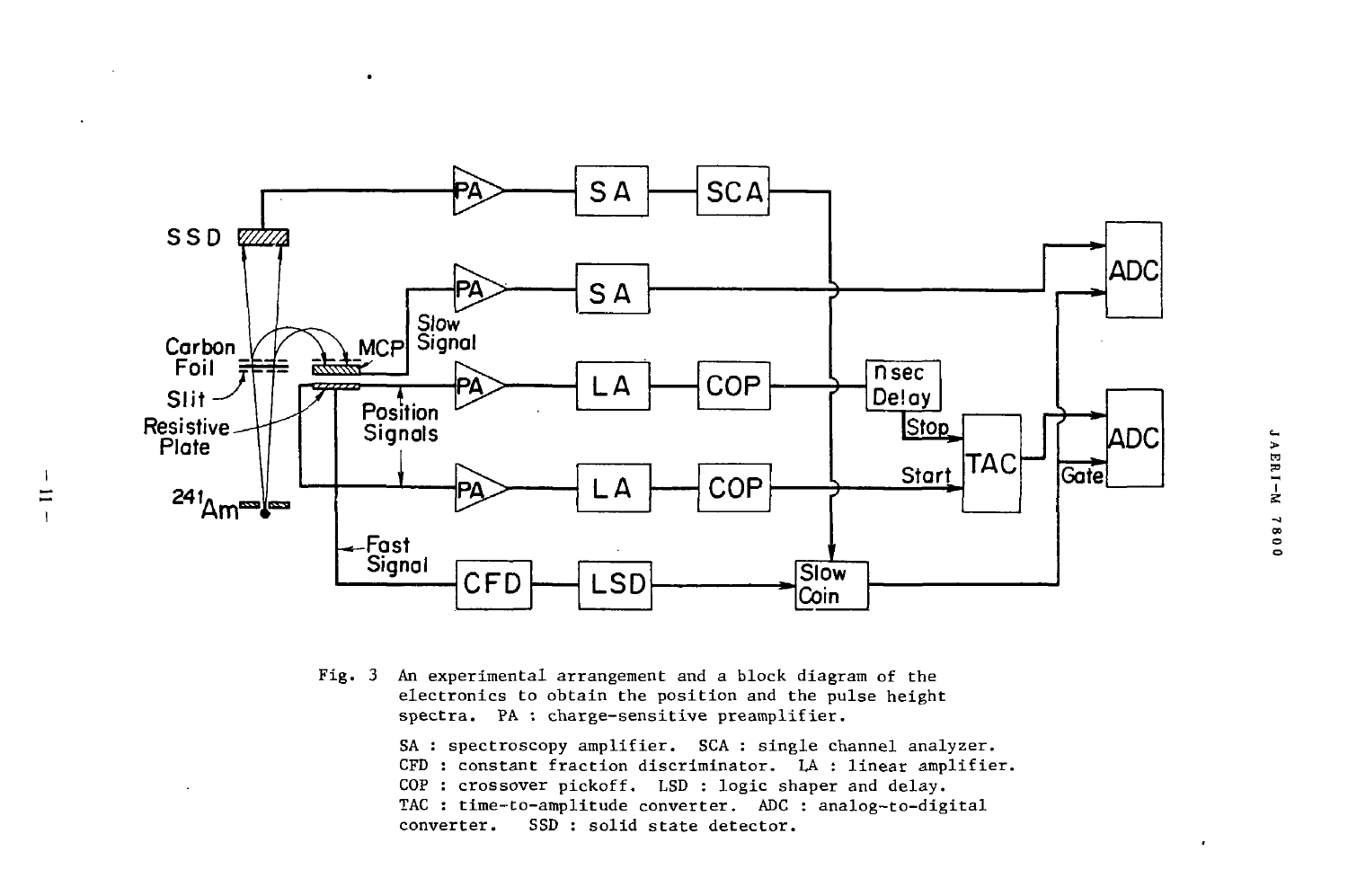Fig. 3 An experimental arrangement and a block diagram of the electronics to obtain the position and the pulse height spectra. PA : charge-sensitive preamplifier.

SA : spectroscopy amplifier. SCA : single channel analyzer. CFD : constant fraction discriminator. LA : linear amplifier. COP : crossover pickoff. LSD : logic shaper and delay. TAC : time-to-amplitude converter. ADC : analog-to-digital converter. SSD : solid state detector.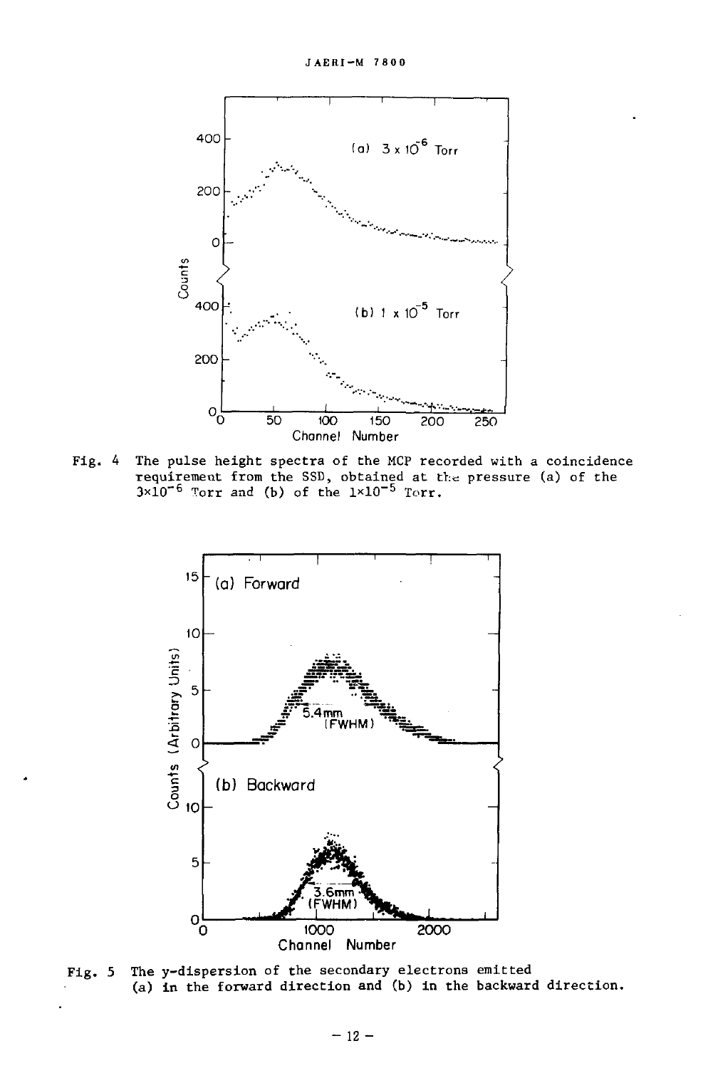Fig. 4 The pulse height spectra of the MCP recorded with a coincidence requirement from the SSD, obtained at the pressure (a) of the $3\times10^{-6}$ Torr and (b) of the $1\times10^{-5}$ Torr.

Fig. 5 The y-dispersion of the secondary electrons emitted (a) in the forward direction and (b) in the backward direction.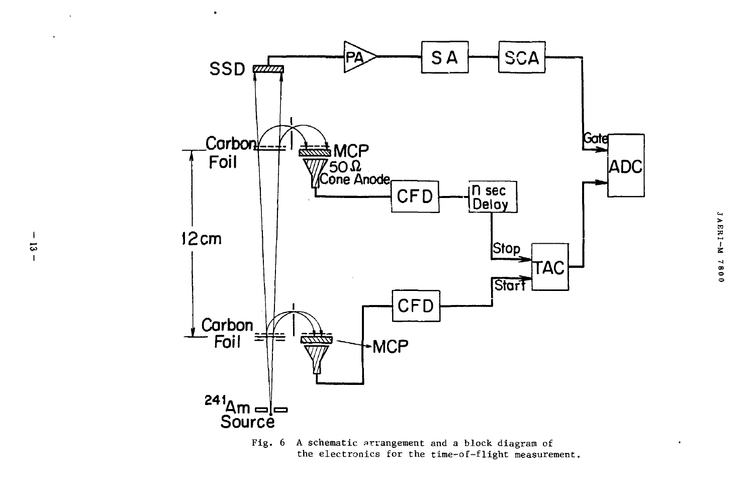Fig. 6 A schematic arrangement and a block diagram of the electronics for the time-of-flight measurement.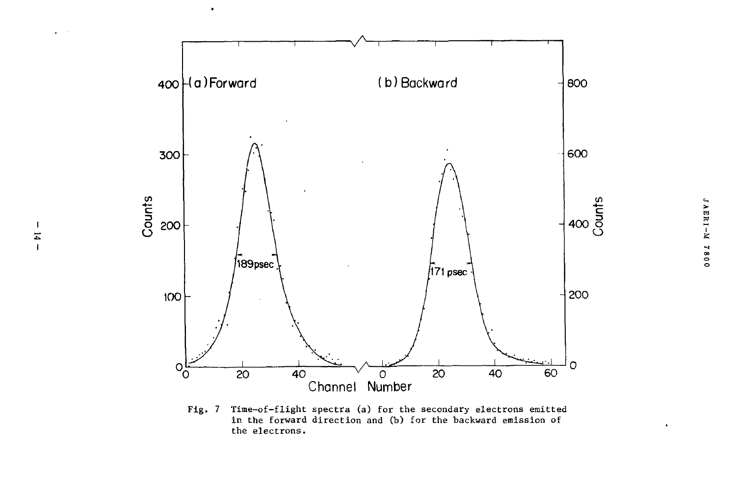Fig. 7 Time-of-flight spectra (a) for the secondary electrons emitted in the forward direction and (b) for the backward emission of the electrons.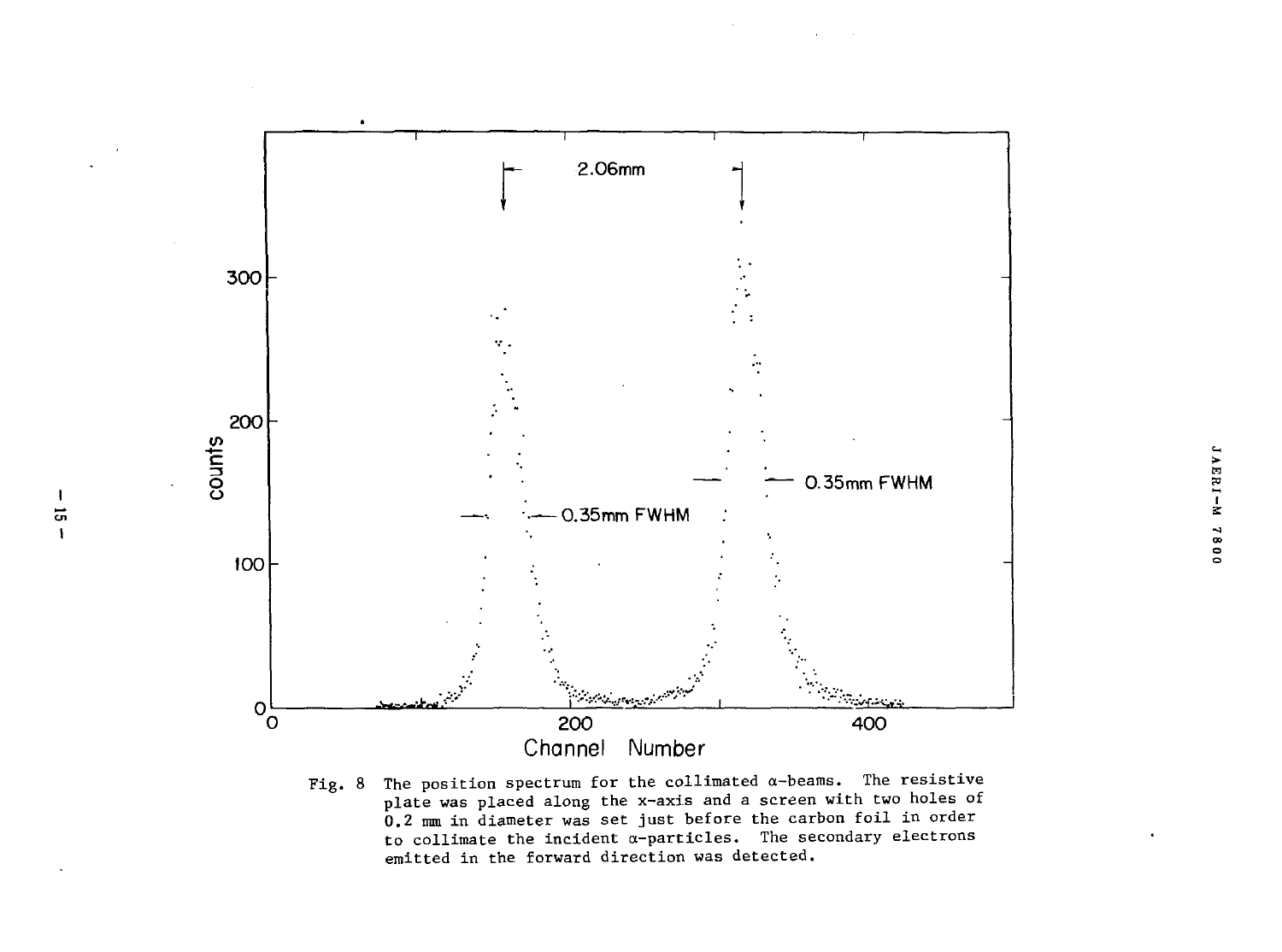2.06mm

300

200

counts

100

0

0.35mm FWHM

0.35mm FWHM

0

200

400

Channel Number

Fig. 8 The position spectrum for the collimated α-beams. The resistive plate was placed along the x-axis and a screen with two holes of 0.2 mm in diameter was set just before the carbon foil in order to collimate the incident α-particles. The secondary electrons emitted in the forward direction was detected.